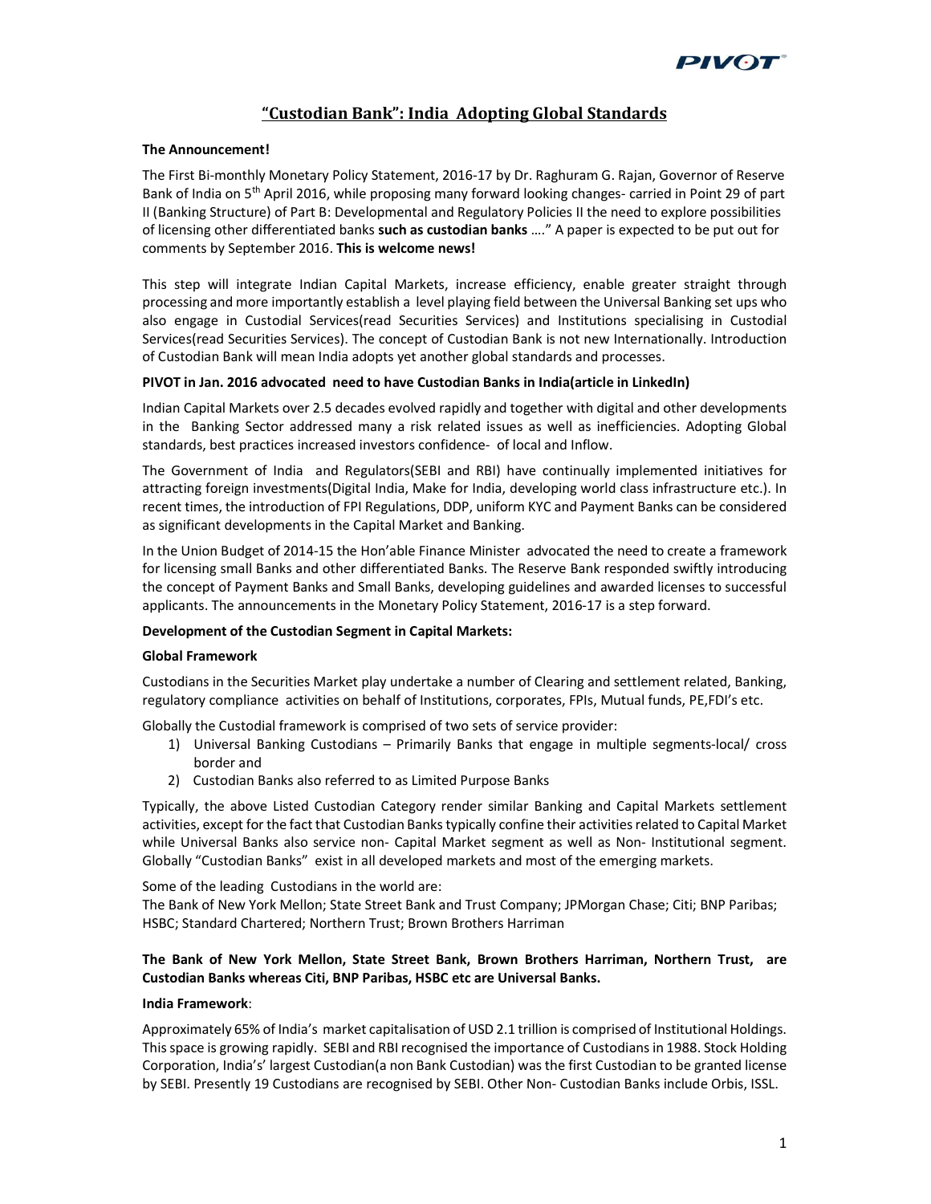# "Custodian Bank": India Adopting Global Standards

**The Announcement!**

The First Bi-monthly Monetary Policy Statement, 2016-17 by Dr. Raghuram G. Rajan, Governor of Reserve Bank of India on 5th April 2016, while proposing many forward looking changes- carried in Point 29 of part II (Banking Structure) of Part B: Developmental and Regulatory Policies II the need to explore possibilities of licensing other differentiated banks **such as custodian banks** …." A paper is expected to be put out for comments by September 2016. **This is welcome news!**

This step will integrate Indian Capital Markets, increase efficiency, enable greater straight through processing and more importantly establish a level playing field between the Universal Banking set ups who also engage in Custodial Services(read Securities Services) and Institutions specialising in Custodial Services(read Securities Services). The concept of Custodian Bank is not new Internationally. Introduction of Custodian Bank will mean India adopts yet another global standards and processes.

**PIVOT in Jan. 2016 advocated need to have Custodian Banks in India(article in LinkedIn)**

Indian Capital Markets over 2.5 decades evolved rapidly and together with digital and other developments in the Banking Sector addressed many a risk related issues as well as inefficiencies. Adopting Global standards, best practices increased investors confidence- of local and Inflow.

The Government of India and Regulators(SEBI and RBI) have continually implemented initiatives for attracting foreign investments(Digital India, Make for India, developing world class infrastructure etc.). In recent times, the introduction of FPI Regulations, DDP, uniform KYC and Payment Banks can be considered as significant developments in the Capital Market and Banking.

In the Union Budget of 2014-15 the Hon'able Finance Minister advocated the need to create a framework for licensing small Banks and other differentiated Banks. The Reserve Bank responded swiftly introducing the concept of Payment Banks and Small Banks, developing guidelines and awarded licenses to successful applicants. The announcements in the Monetary Policy Statement, 2016-17 is a step forward.

**Development of the Custodian Segment in Capital Markets:**

**Global Framework**

Custodians in the Securities Market play undertake a number of Clearing and settlement related, Banking, regulatory compliance activities on behalf of Institutions, corporates, FPIs, Mutual funds, PE,FDI's etc.

Globally the Custodial framework is comprised of two sets of service provider:

1) Universal Banking Custodians – Primarily Banks that engage in multiple segments-local/ cross border and
2) Custodian Banks also referred to as Limited Purpose Banks

Typically, the above Listed Custodian Category render similar Banking and Capital Markets settlement activities, except for the fact that Custodian Banks typically confine their activities related to Capital Market while Universal Banks also service non- Capital Market segment as well as Non- Institutional segment. Globally "Custodian Banks" exist in all developed markets and most of the emerging markets.

Some of the leading Custodians in the world are:
The Bank of New York Mellon; State Street Bank and Trust Company; JPMorgan Chase; Citi; BNP Paribas; HSBC; Standard Chartered; Northern Trust; Brown Brothers Harriman

**The Bank of New York Mellon, State Street Bank, Brown Brothers Harriman, Northern Trust, are Custodian Banks whereas Citi, BNP Paribas, HSBC etc are Universal Banks.**

**India Framework**:

Approximately 65% of India's market capitalisation of USD 2.1 trillion is comprised of Institutional Holdings. This space is growing rapidly. SEBI and RBI recognised the importance of Custodians in 1988. Stock Holding Corporation, India's' largest Custodian(a non Bank Custodian) was the first Custodian to be granted license by SEBI. Presently 19 Custodians are recognised by SEBI. Other Non- Custodian Banks include Orbis, ISSL.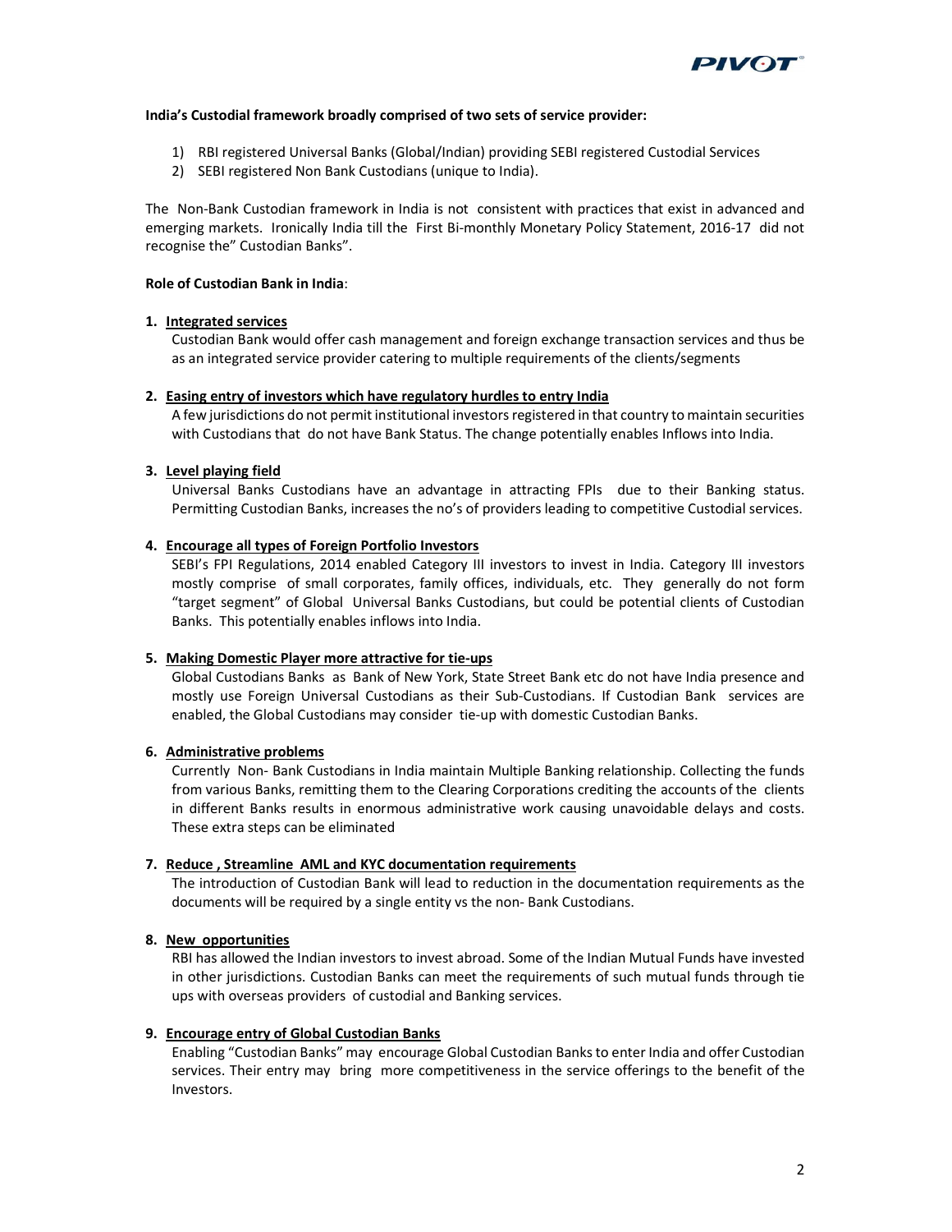**India's Custodial framework broadly comprised of two sets of service provider:**

1) RBI registered Universal Banks (Global/Indian) providing SEBI registered Custodial Services
2) SEBI registered Non Bank Custodians (unique to India).

The Non-Bank Custodian framework in India is not consistent with practices that exist in advanced and emerging markets. Ironically India till the First Bi-monthly Monetary Policy Statement, 2016-17 did not recognise the" Custodian Banks".

**Role of Custodian Bank in India**:

1. **Integrated services**
   Custodian Bank would offer cash management and foreign exchange transaction services and thus be as an integrated service provider catering to multiple requirements of the clients/segments

2. **Easing entry of investors which have regulatory hurdles to entry India**
   A few jurisdictions do not permit institutional investors registered in that country to maintain securities with Custodians that do not have Bank Status. The change potentially enables Inflows into India.

3. **Level playing field**
   Universal Banks Custodians have an advantage in attracting FPIs due to their Banking status. Permitting Custodian Banks, increases the no's of providers leading to competitive Custodial services.

4. **Encourage all types of Foreign Portfolio Investors**
   SEBI's FPI Regulations, 2014 enabled Category III investors to invest in India. Category III investors mostly comprise of small corporates, family offices, individuals, etc. They generally do not form "target segment" of Global Universal Banks Custodians, but could be potential clients of Custodian Banks. This potentially enables inflows into India.

5. **Making Domestic Player more attractive for tie-ups**
   Global Custodians Banks as Bank of New York, State Street Bank etc do not have India presence and mostly use Foreign Universal Custodians as their Sub-Custodians. If Custodian Bank services are enabled, the Global Custodians may consider tie-up with domestic Custodian Banks.

6. **Administrative problems**
   Currently Non- Bank Custodians in India maintain Multiple Banking relationship. Collecting the funds from various Banks, remitting them to the Clearing Corporations crediting the accounts of the clients in different Banks results in enormous administrative work causing unavoidable delays and costs. These extra steps can be eliminated

7. **Reduce , Streamline AML and KYC documentation requirements**
   The introduction of Custodian Bank will lead to reduction in the documentation requirements as the documents will be required by a single entity vs the non- Bank Custodians.

8. **New opportunities**
   RBI has allowed the Indian investors to invest abroad. Some of the Indian Mutual Funds have invested in other jurisdictions. Custodian Banks can meet the requirements of such mutual funds through tie ups with overseas providers of custodial and Banking services.

9. **Encourage entry of Global Custodian Banks**
   Enabling "Custodian Banks" may encourage Global Custodian Banks to enter India and offer Custodian services. Their entry may bring more competitiveness in the service offerings to the benefit of the Investors.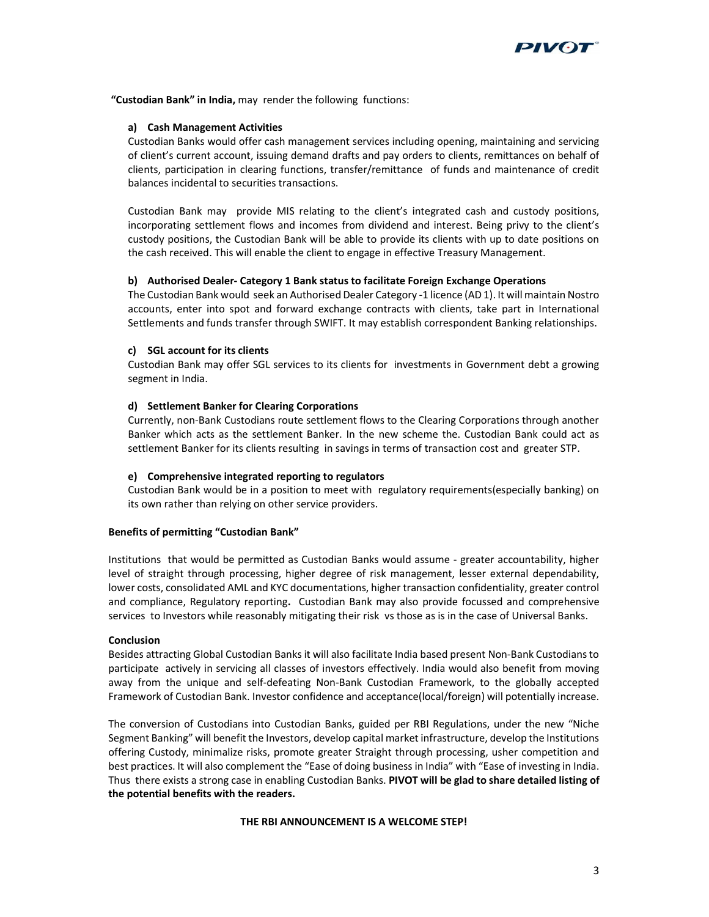**"Custodian Bank" in India,** may render the following functions:

**a) Cash Management Activities**

Custodian Banks would offer cash management services including opening, maintaining and servicing of client's current account, issuing demand drafts and pay orders to clients, remittances on behalf of clients, participation in clearing functions, transfer/remittance of funds and maintenance of credit balances incidental to securities transactions.

Custodian Bank may provide MIS relating to the client's integrated cash and custody positions, incorporating settlement flows and incomes from dividend and interest. Being privy to the client's custody positions, the Custodian Bank will be able to provide its clients with up to date positions on the cash received. This will enable the client to engage in effective Treasury Management.

**b) Authorised Dealer- Category 1 Bank status to facilitate Foreign Exchange Operations**

The Custodian Bank would seek an Authorised Dealer Category -1 licence (AD 1). It will maintain Nostro accounts, enter into spot and forward exchange contracts with clients, take part in International Settlements and funds transfer through SWIFT. It may establish correspondent Banking relationships.

**c) SGL account for its clients**

Custodian Bank may offer SGL services to its clients for investments in Government debt a growing segment in India.

**d) Settlement Banker for Clearing Corporations**

Currently, non-Bank Custodians route settlement flows to the Clearing Corporations through another Banker which acts as the settlement Banker. In the new scheme the. Custodian Bank could act as settlement Banker for its clients resulting in savings in terms of transaction cost and greater STP.

**e) Comprehensive integrated reporting to regulators**

Custodian Bank would be in a position to meet with regulatory requirements(especially banking) on its own rather than relying on other service providers.

**Benefits of permitting "Custodian Bank"**

Institutions that would be permitted as Custodian Banks would assume - greater accountability, higher level of straight through processing, higher degree of risk management, lesser external dependability, lower costs, consolidated AML and KYC documentations, higher transaction confidentiality, greater control and compliance, Regulatory reporting**.** Custodian Bank may also provide focussed and comprehensive services to Investors while reasonably mitigating their risk vs those as is in the case of Universal Banks.

**Conclusion**

Besides attracting Global Custodian Banks it will also facilitate India based present Non-Bank Custodians to participate actively in servicing all classes of investors effectively. India would also benefit from moving away from the unique and self-defeating Non-Bank Custodian Framework, to the globally accepted Framework of Custodian Bank. Investor confidence and acceptance(local/foreign) will potentially increase.

The conversion of Custodians into Custodian Banks, guided per RBI Regulations, under the new "Niche Segment Banking" will benefit the Investors, develop capital market infrastructure, develop the Institutions offering Custody, minimalize risks, promote greater Straight through processing, usher competition and best practices. It will also complement the "Ease of doing business in India" with "Ease of investing in India. Thus there exists a strong case in enabling Custodian Banks. **PIVOT will be glad to share detailed listing of the potential benefits with the readers.**

**THE RBI ANNOUNCEMENT IS A WELCOME STEP!**